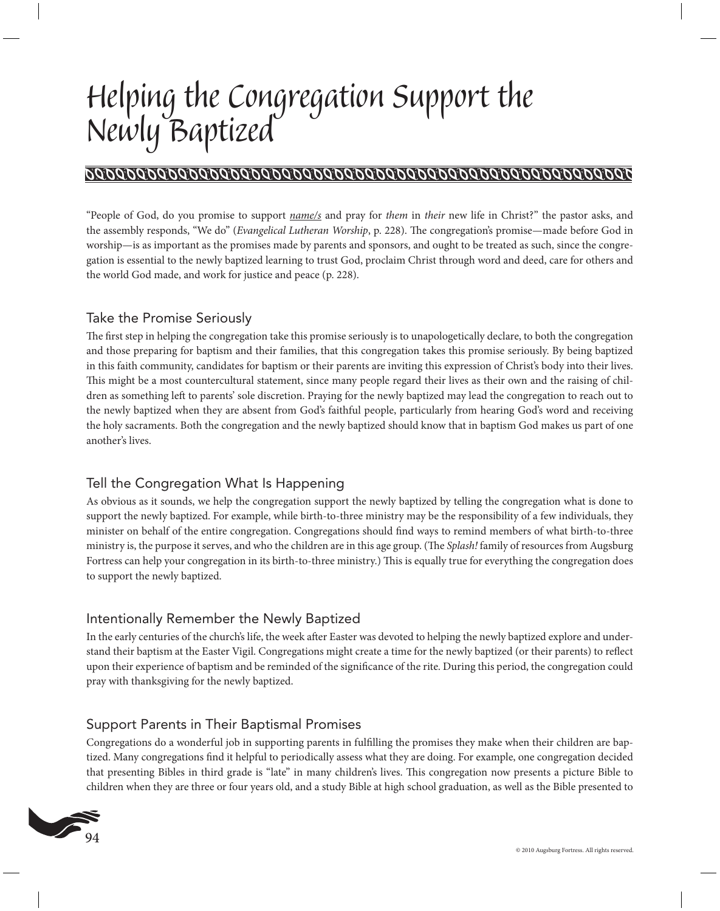# Helping the Congregation Support the Newly Baptized

"People of God, do you promise to support *name/s* and pray for *them* in *their* new life in Christ?" the pastor asks, and the assembly responds, "We do" (*Evangelical Lutheran Worship*, p. 228). The congregation's promise—made before God in worship—is as important as the promises made by parents and sponsors, and ought to be treated as such, since the congregation is essential to the newly baptized learning to trust God, proclaim Christ through word and deed, care for others and the world God made, and work for justice and peace (p. 228).

## Take the Promise Seriously

The first step in helping the congregation take this promise seriously is to unapologetically declare, to both the congregation and those preparing for baptism and their families, that this congregation takes this promise seriously. By being baptized in this faith community, candidates for baptism or their parents are inviting this expression of Christ's body into their lives. This might be a most countercultural statement, since many people regard their lives as their own and the raising of children as something left to parents' sole discretion. Praying for the newly baptized may lead the congregation to reach out to the newly baptized when they are absent from God's faithful people, particularly from hearing God's word and receiving the holy sacraments. Both the congregation and the newly baptized should know that in baptism God makes us part of one another's lives.

## Tell the Congregation What Is Happening

As obvious as it sounds, we help the congregation support the newly baptized by telling the congregation what is done to support the newly baptized. For example, while birth-to-three ministry may be the responsibility of a few individuals, they minister on behalf of the entire congregation. Congregations should find ways to remind members of what birth-to-three ministry is, the purpose it serves, and who the children are in this age group. (The *Splash!* family of resources from Augsburg Fortress can help your congregation in its birth-to-three ministry.) This is equally true for everything the congregation does to support the newly baptized.

## Intentionally Remember the Newly Baptized

In the early centuries of the church's life, the week after Easter was devoted to helping the newly baptized explore and understand their baptism at the Easter Vigil. Congregations might create a time for the newly baptized (or their parents) to reflect upon their experience of baptism and be reminded of the significance of the rite. During this period, the congregation could pray with thanksgiving for the newly baptized.

## Support Parents in Their Baptismal Promises

Congregations do a wonderful job in supporting parents in fulfilling the promises they make when their children are baptized. Many congregations find it helpful to periodically assess what they are doing. For example, one congregation decided that presenting Bibles in third grade is "late" in many children's lives. This congregation now presents a picture Bible to children when they are three or four years old, and a study Bible at high school graduation, as well as the Bible presented to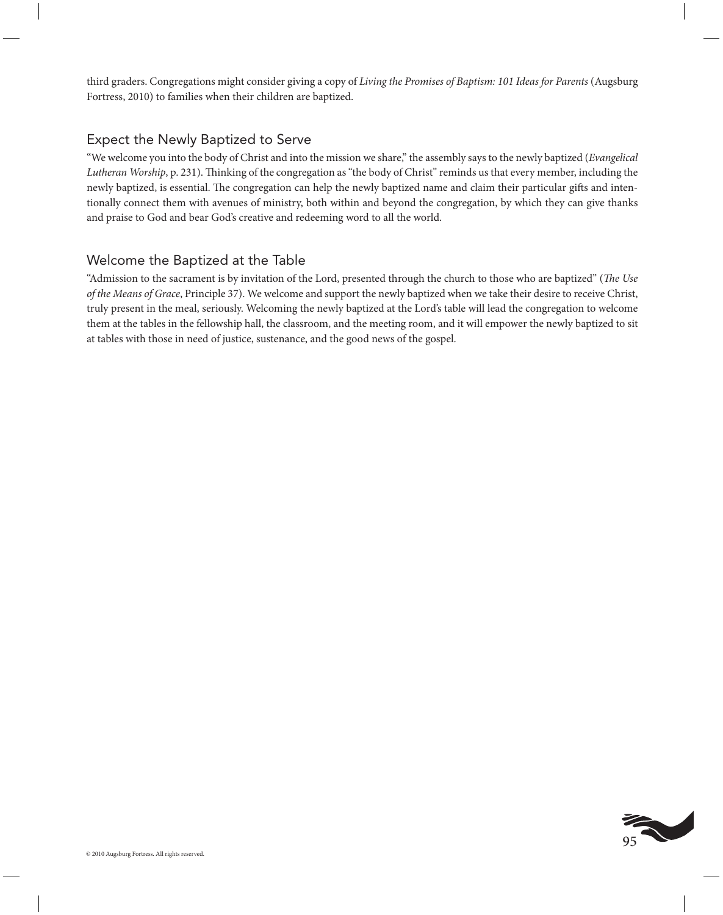third graders. Congregations might consider giving a copy of *Living the Promises of Baptism: 101 Ideas for Parents* (Augsburg Fortress, 2010) to families when their children are baptized.

## Expect the Newly Baptized to Serve

"We welcome you into the body of Christ and into the mission we share," the assembly says to the newly baptized (*Evangelical Lutheran Worship*, p. 231). Thinking of the congregation as "the body of Christ" reminds us that every member, including the newly baptized, is essential. The congregation can help the newly baptized name and claim their particular gifts and intentionally connect them with avenues of ministry, both within and beyond the congregation, by which they can give thanks and praise to God and bear God's creative and redeeming word to all the world.

## Welcome the Baptized at the Table

"Admission to the sacrament is by invitation of the Lord, presented through the church to those who are baptized" (*The Use of the Means of Grace*, Principle 37). We welcome and support the newly baptized when we take their desire to receive Christ, truly present in the meal, seriously. Welcoming the newly baptized at the Lord's table will lead the congregation to welcome them at the tables in the fellowship hall, the classroom, and the meeting room, and it will empower the newly baptized to sit at tables with those in need of justice, sustenance, and the good news of the gospel.